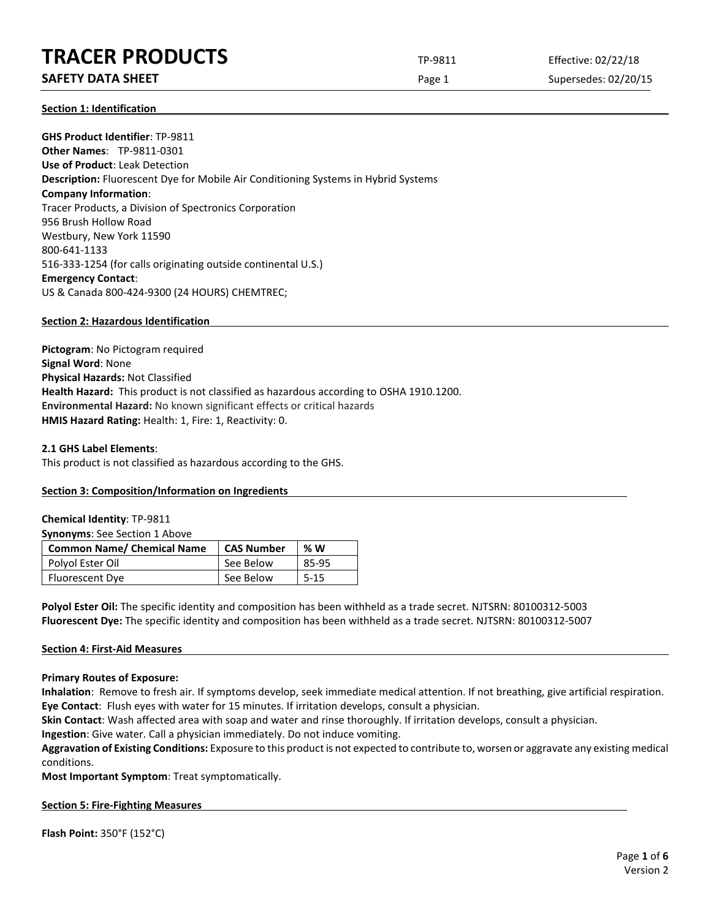# TRACER PRODUCTS

## SAFETY DATA SHEET

TP-9811 Effective: 02/22/18
Supersedes: 02/20/15

### Section 1: Identification

**GHS Product Identifier**: TP-9811
**Other Names**: TP-9811-0301
**Use of Product**: Leak Detection
**Description:** Fluorescent Dye for Mobile Air Conditioning Systems in Hybrid Systems
**Company Information**:
Tracer Products, a Division of Spectronics Corporation
956 Brush Hollow Road
Westbury, New York 11590
800-641-1133
516-333-1254 (for calls originating outside continental U.S.)
**Emergency Contact**:
US & Canada 800-424-9300 (24 HOURS) CHEMTREC;

### Section 2: Hazardous Identification

**Pictogram**: No Pictogram required
**Signal Word**: None
**Physical Hazards:** Not Classified
**Health Hazard:** This product is not classified as hazardous according to OSHA 1910.1200.
**Environmental Hazard:** No known significant effects or critical hazards
**HMIS Hazard Rating:** Health: 1, Fire: 1, Reactivity: 0.

**2.1 GHS Label Elements**:
This product is not classified as hazardous according to the GHS.

### Section 3: Composition/Information on Ingredients

**Chemical Identity**: TP-9811
**Synonyms**: See Section 1 Above

| Common Name/ Chemical Name | CAS Number | % W |
|---|---|---|
| Polyol Ester Oil | See Below | 85-95 |
| Fluorescent Dye | See Below | 5-15 |

**Polyol Ester Oil:** The specific identity and composition has been withheld as a trade secret. NJTSRN: 80100312-5003
**Fluorescent Dye:** The specific identity and composition has been withheld as a trade secret. NJTSRN: 80100312-5007

### Section 4: First-Aid Measures

**Primary Routes of Exposure:**
**Inhalation**: Remove to fresh air. If symptoms develop, seek immediate medical attention. If not breathing, give artificial respiration.
**Eye Contact**: Flush eyes with water for 15 minutes. If irritation develops, consult a physician.
**Skin Contact**: Wash affected area with soap and water and rinse thoroughly. If irritation develops, consult a physician.
**Ingestion**: Give water. Call a physician immediately. Do not induce vomiting.
**Aggravation of Existing Conditions:** Exposure to this product is not expected to contribute to, worsen or aggravate any existing medical conditions.
**Most Important Symptom**: Treat symptomatically.

### Section 5: Fire-Fighting Measures

**Flash Point:** 350°F (152°C)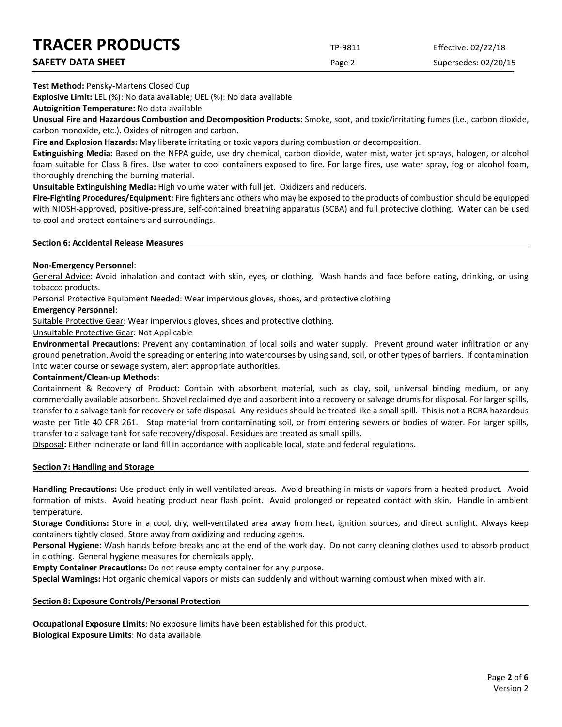**Test Method:** Pensky-Martens Closed Cup

**Explosive Limit:** LEL (%): No data available; UEL (%): No data available

**Autoignition Temperature:** No data available

**Unusual Fire and Hazardous Combustion and Decomposition Products:** Smoke, soot, and toxic/irritating fumes (i.e., carbon dioxide, carbon monoxide, etc.). Oxides of nitrogen and carbon.

**Fire and Explosion Hazards:** May liberate irritating or toxic vapors during combustion or decomposition.

**Extinguishing Media:** Based on the NFPA guide, use dry chemical, carbon dioxide, water mist, water jet sprays, halogen, or alcohol foam suitable for Class B fires. Use water to cool containers exposed to fire. For large fires, use water spray, fog or alcohol foam, thoroughly drenching the burning material.

**Unsuitable Extinguishing Media:** High volume water with full jet. Oxidizers and reducers.

**Fire-Fighting Procedures/Equipment:** Fire fighters and others who may be exposed to the products of combustion should be equipped with NIOSH-approved, positive-pressure, self-contained breathing apparatus (SCBA) and full protective clothing. Water can be used to cool and protect containers and surroundings.

## Section 6: Accidental Release Measures

**Non-Emergency Personnel**:

General Advice: Avoid inhalation and contact with skin, eyes, or clothing. Wash hands and face before eating, drinking, or using tobacco products.

Personal Protective Equipment Needed: Wear impervious gloves, shoes, and protective clothing

**Emergency Personnel**:

Suitable Protective Gear: Wear impervious gloves, shoes and protective clothing.

Unsuitable Protective Gear: Not Applicable

**Environmental Precautions**: Prevent any contamination of local soils and water supply. Prevent ground water infiltration or any ground penetration. Avoid the spreading or entering into watercourses by using sand, soil, or other types of barriers. If contamination into water course or sewage system, alert appropriate authorities.

**Containment/Clean-up Methods**:

Containment & Recovery of Product: Contain with absorbent material, such as clay, soil, universal binding medium, or any commercially available absorbent. Shovel reclaimed dye and absorbent into a recovery or salvage drums for disposal. For larger spills, transfer to a salvage tank for recovery or safe disposal. Any residues should be treated like a small spill. This is not a RCRA hazardous waste per Title 40 CFR 261. Stop material from contaminating soil, or from entering sewers or bodies of water. For larger spills, transfer to a salvage tank for safe recovery/disposal. Residues are treated as small spills.

Disposal**:** Either incinerate or land fill in accordance with applicable local, state and federal regulations.

## Section 7: Handling and Storage

**Handling Precautions:** Use product only in well ventilated areas. Avoid breathing in mists or vapors from a heated product. Avoid formation of mists. Avoid heating product near flash point. Avoid prolonged or repeated contact with skin. Handle in ambient temperature.

**Storage Conditions:** Store in a cool, dry, well-ventilated area away from heat, ignition sources, and direct sunlight. Always keep containers tightly closed. Store away from oxidizing and reducing agents.

**Personal Hygiene:** Wash hands before breaks and at the end of the work day. Do not carry cleaning clothes used to absorb product in clothing. General hygiene measures for chemicals apply.

**Empty Container Precautions:** Do not reuse empty container for any purpose.

**Special Warnings:** Hot organic chemical vapors or mists can suddenly and without warning combust when mixed with air.

## Section 8: Exposure Controls/Personal Protection

**Occupational Exposure Limits**: No exposure limits have been established for this product.

**Biological Exposure Limits**: No data available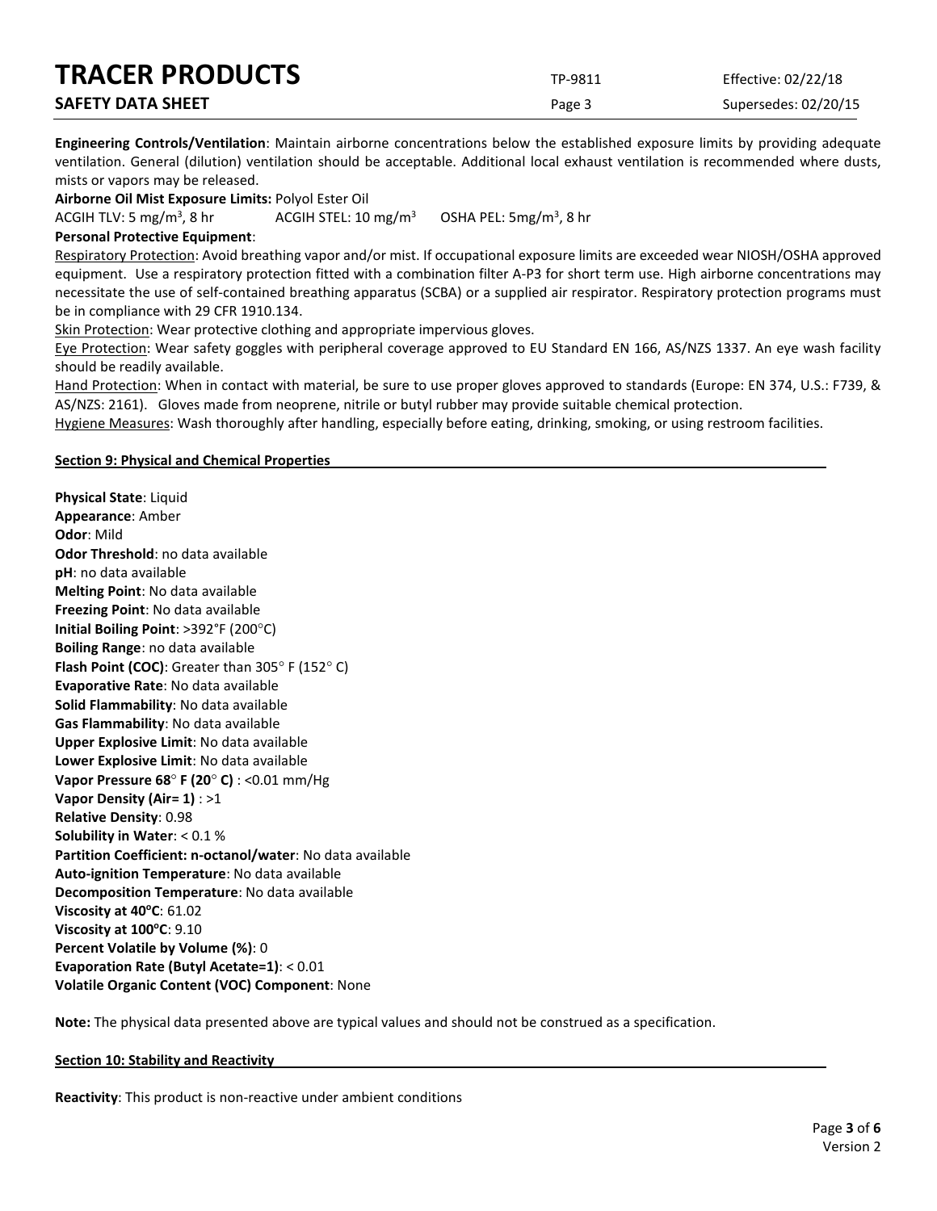**Engineering Controls/Ventilation**: Maintain airborne concentrations below the established exposure limits by providing adequate ventilation. General (dilution) ventilation should be acceptable. Additional local exhaust ventilation is recommended where dusts, mists or vapors may be released.

**Airborne Oil Mist Exposure Limits:** Polyol Ester Oil

ACGIH TLV: 5 mg/m$^3$, 8 hr ACGIH STEL: 10 mg/m$^3$ OSHA PEL: 5mg/m$^3$, 8 hr

**Personal Protective Equipment**:

Respiratory Protection: Avoid breathing vapor and/or mist. If occupational exposure limits are exceeded wear NIOSH/OSHA approved equipment. Use a respiratory protection fitted with a combination filter A-P3 for short term use. High airborne concentrations may necessitate the use of self-contained breathing apparatus (SCBA) or a supplied air respirator. Respiratory protection programs must be in compliance with 29 CFR 1910.134.

Skin Protection: Wear protective clothing and appropriate impervious gloves.

Eye Protection: Wear safety goggles with peripheral coverage approved to EU Standard EN 166, AS/NZS 1337. An eye wash facility should be readily available.

Hand Protection: When in contact with material, be sure to use proper gloves approved to standards (Europe: EN 374, U.S.: F739, & AS/NZS: 2161). Gloves made from neoprene, nitrile or butyl rubber may provide suitable chemical protection.

Hygiene Measures: Wash thoroughly after handling, especially before eating, drinking, smoking, or using restroom facilities.

## Section 9: Physical and Chemical Properties

**Physical State**: Liquid
**Appearance**: Amber
**Odor**: Mild
**Odor Threshold**: no data available
**pH**: no data available
**Melting Point**: No data available
**Freezing Point**: No data available
**Initial Boiling Point**: >392°F (200°C)
**Boiling Range**: no data available
**Flash Point (COC)**: Greater than 305° F (152° C)
**Evaporative Rate**: No data available
**Solid Flammability**: No data available
**Gas Flammability**: No data available
**Upper Explosive Limit**: No data available
**Lower Explosive Limit**: No data available
**Vapor Pressure 68° F (20° C)** : <0.01 mm/Hg
**Vapor Density (Air= 1)** : >1
**Relative Density**: 0.98
**Solubility in Water**: < 0.1 %
**Partition Coefficient: n-octanol/water**: No data available
**Auto-ignition Temperature**: No data available
**Decomposition Temperature**: No data available
**Viscosity at 40°C**: 61.02
**Viscosity at 100°C**: 9.10
**Percent Volatile by Volume (%)**: 0
**Evaporation Rate (Butyl Acetate=1)**: < 0.01
**Volatile Organic Content (VOC) Component**: None

**Note:** The physical data presented above are typical values and should not be construed as a specification.

## Section 10: Stability and Reactivity

**Reactivity**: This product is non-reactive under ambient conditions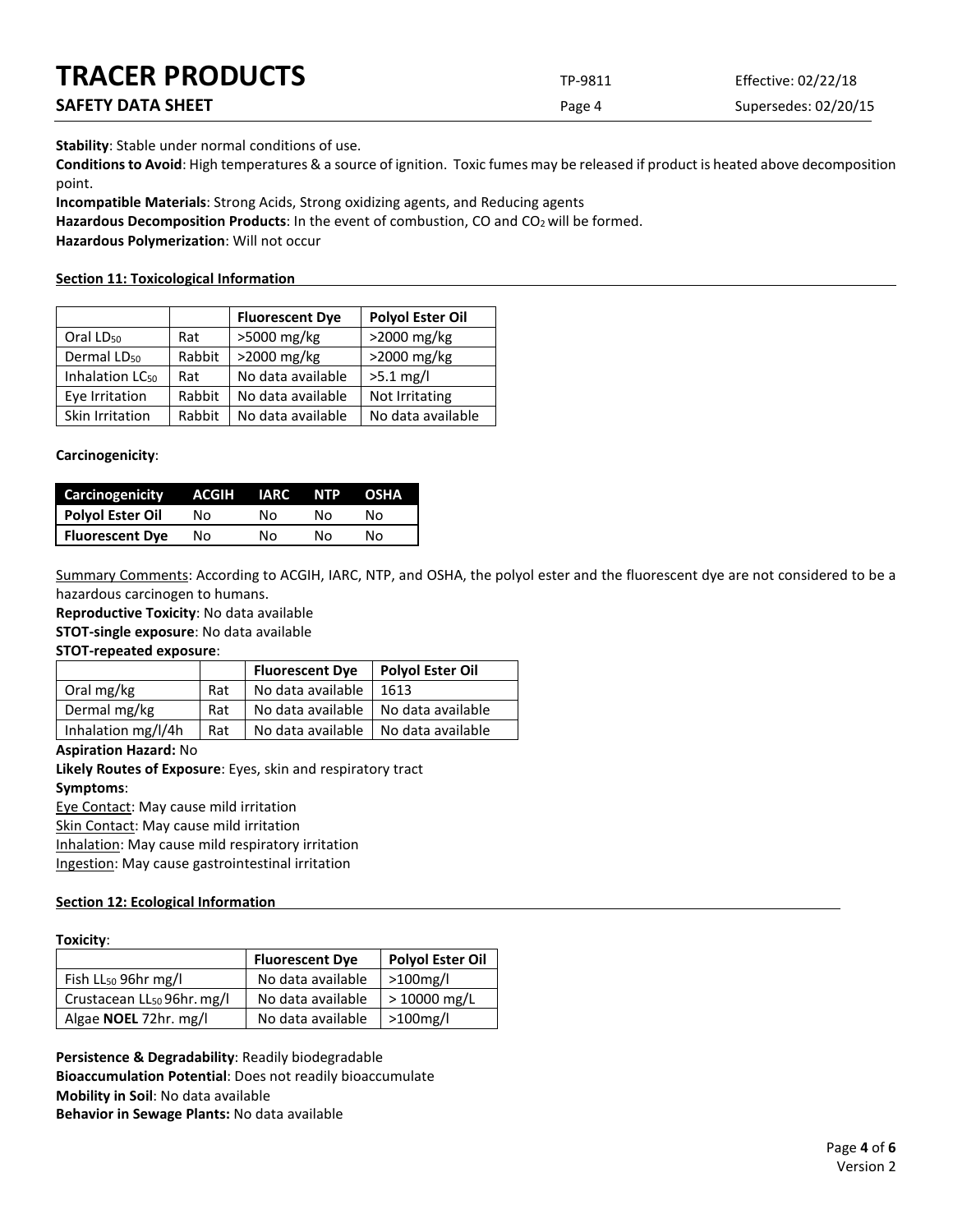**Stability**: Stable under normal conditions of use.

**Conditions to Avoid**: High temperatures & a source of ignition. Toxic fumes may be released if product is heated above decomposition point.

**Incompatible Materials**: Strong Acids, Strong oxidizing agents, and Reducing agents

**Hazardous Decomposition Products**: In the event of combustion, CO and $CO_2$ will be formed.

**Hazardous Polymerization**: Will not occur

## Section 11: Toxicological Information

| | | Fluorescent Dye | Polyol Ester Oil |
|---|---|---|---|
| Oral $LD_{50}$ | Rat | >5000 mg/kg | >2000 mg/kg |
| Dermal $LD_{50}$ | Rabbit | >2000 mg/kg | >2000 mg/kg |
| Inhalation $LC_{50}$ | Rat | No data available | >5.1 mg/l |
| Eye Irritation | Rabbit | No data available | Not Irritating |
| Skin Irritation | Rabbit | No data available | No data available |

**Carcinogenicity**:

| Carcinogenicity | ACGIH | IARC | NTP | OSHA |
|---|---|---|---|---|
| **Polyol Ester Oil** | No | No | No | No |
| **Fluorescent Dye** | No | No | No | No |

Summary Comments: According to ACGIH, IARC, NTP, and OSHA, the polyol ester and the fluorescent dye are not considered to be a hazardous carcinogen to humans.

**Reproductive Toxicity**: No data available

**STOT-single exposure**: No data available

**STOT-repeated exposure**:

| | | Fluorescent Dye | Polyol Ester Oil |
|---|---|---|---|
| Oral mg/kg | Rat | No data available | 1613 |
| Dermal mg/kg | Rat | No data available | No data available |
| Inhalation mg/l/4h | Rat | No data available | No data available |

**Aspiration Hazard:** No

**Likely Routes of Exposure**: Eyes, skin and respiratory tract

**Symptoms**:

Eye Contact: May cause mild irritation

Skin Contact: May cause mild irritation

Inhalation: May cause mild respiratory irritation

Ingestion: May cause gastrointestinal irritation

## Section 12: Ecological Information

**Toxicity**:

| | Fluorescent Dye | Polyol Ester Oil |
|---|---|---|
| Fish $LL_{50}$ 96hr mg/l | No data available | >100mg/l |
| Crustacean $LL_{50}$ 96hr. mg/l | No data available | > 10000 mg/L |
| Algae **NOEL** 72hr. mg/l | No data available | >100mg/l |

**Persistence & Degradability**: Readily biodegradable

**Bioaccumulation Potential**: Does not readily bioaccumulate

**Mobility in Soil**: No data available

**Behavior in Sewage Plants:** No data available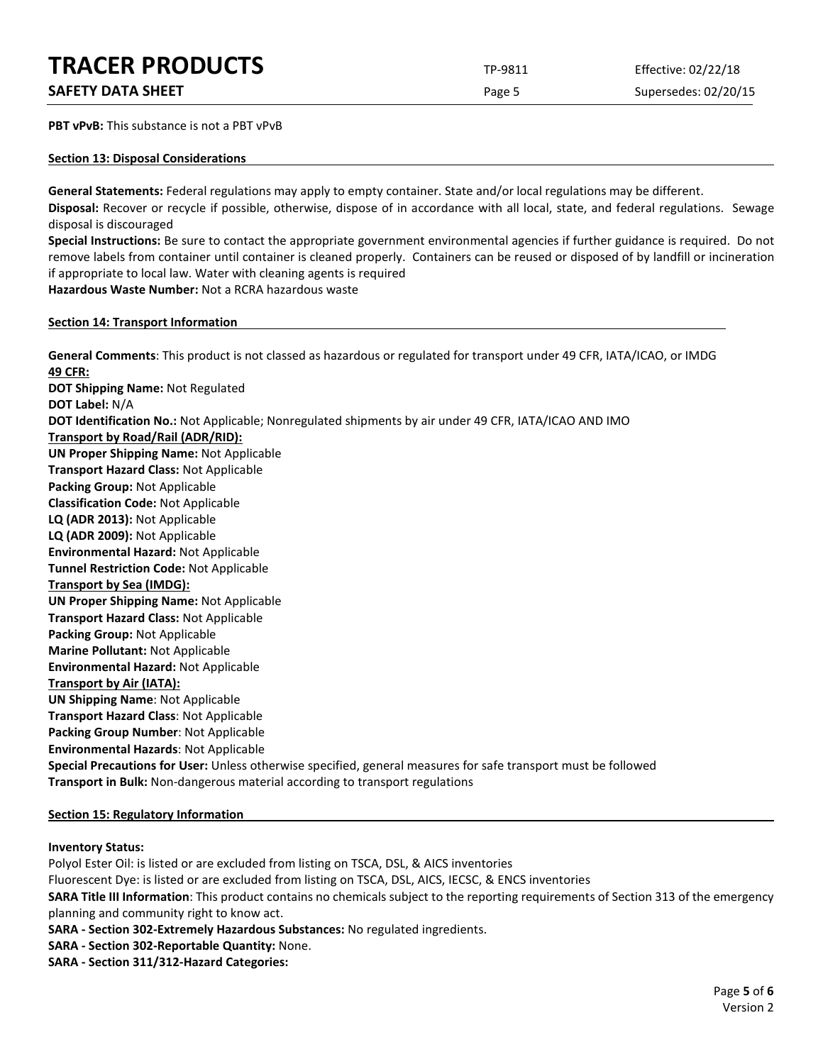**PBT vPvB:** This substance is not a PBT vPvB

## Section 13: Disposal Considerations

**General Statements:** Federal regulations may apply to empty container. State and/or local regulations may be different.

**Disposal:** Recover or recycle if possible, otherwise, dispose of in accordance with all local, state, and federal regulations. Sewage disposal is discouraged

**Special Instructions:** Be sure to contact the appropriate government environmental agencies if further guidance is required. Do not remove labels from container until container is cleaned properly. Containers can be reused or disposed of by landfill or incineration if appropriate to local law. Water with cleaning agents is required

**Hazardous Waste Number:** Not a RCRA hazardous waste

## Section 14: Transport Information

**General Comments**: This product is not classed as hazardous or regulated for transport under 49 CFR, IATA/ICAO, or IMDG

**49 CFR:**

**DOT Shipping Name:** Not Regulated

**DOT Label:** N/A

**DOT Identification No.:** Not Applicable; Nonregulated shipments by air under 49 CFR, IATA/ICAO AND IMO

**Transport by Road/Rail (ADR/RID):**

**UN Proper Shipping Name:** Not Applicable

**Transport Hazard Class:** Not Applicable

**Packing Group:** Not Applicable

**Classification Code:** Not Applicable

**LQ (ADR 2013):** Not Applicable

**LQ (ADR 2009):** Not Applicable

**Environmental Hazard:** Not Applicable

**Tunnel Restriction Code:** Not Applicable

**Transport by Sea (IMDG):**

**UN Proper Shipping Name:** Not Applicable

**Transport Hazard Class:** Not Applicable

**Packing Group:** Not Applicable

**Marine Pollutant:** Not Applicable

**Environmental Hazard:** Not Applicable

**Transport by Air (IATA):**

**UN Shipping Name**: Not Applicable

**Transport Hazard Class**: Not Applicable

**Packing Group Number**: Not Applicable

**Environmental Hazards**: Not Applicable

**Special Precautions for User:** Unless otherwise specified, general measures for safe transport must be followed

**Transport in Bulk:** Non-dangerous material according to transport regulations

## Section 15: Regulatory Information

**Inventory Status:**

Polyol Ester Oil: is listed or are excluded from listing on TSCA, DSL, & AICS inventories

Fluorescent Dye: is listed or are excluded from listing on TSCA, DSL, AICS, IECSC, & ENCS inventories

**SARA Title III Information**: This product contains no chemicals subject to the reporting requirements of Section 313 of the emergency planning and community right to know act.

**SARA - Section 302-Extremely Hazardous Substances:** No regulated ingredients.

**SARA - Section 302-Reportable Quantity:** None.

**SARA - Section 311/312-Hazard Categories:**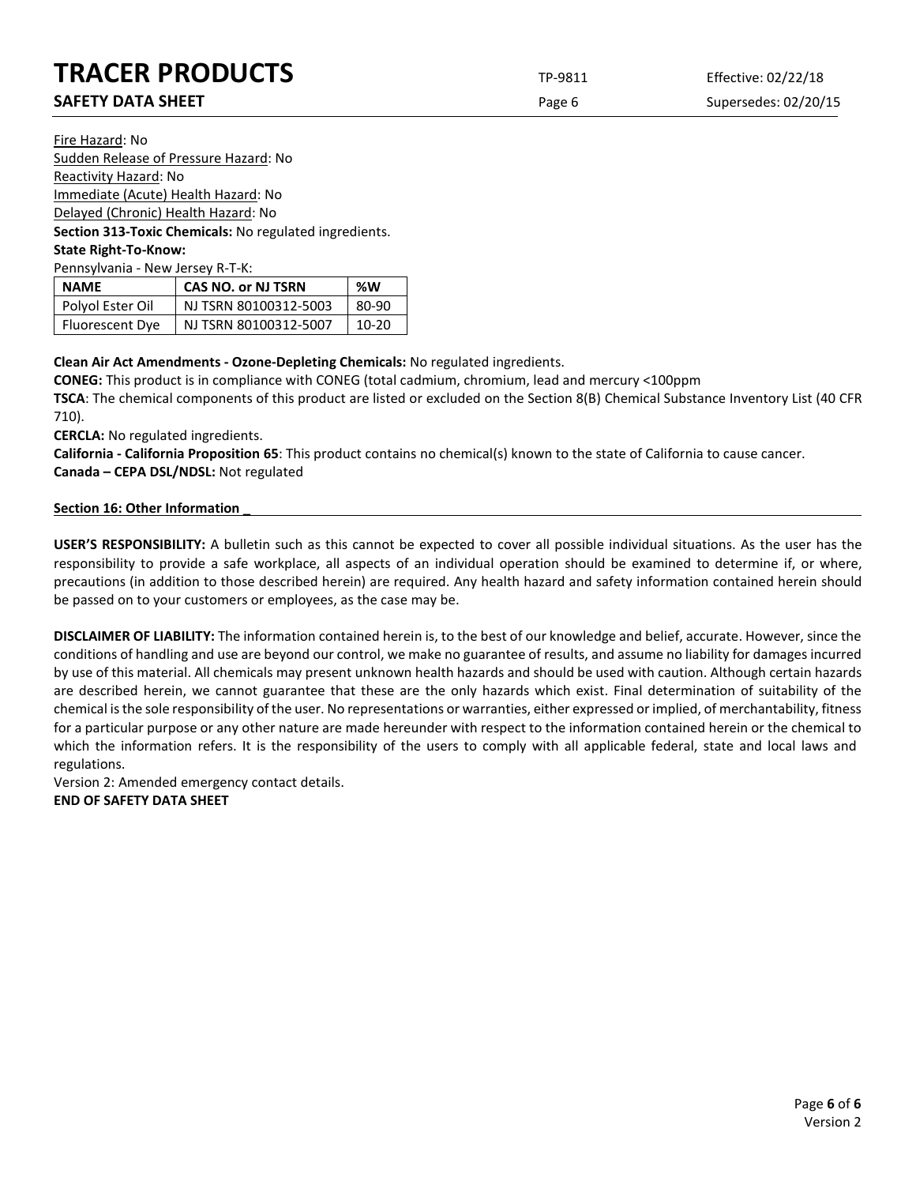Fire Hazard: No
Sudden Release of Pressure Hazard: No
Reactivity Hazard: No
Immediate (Acute) Health Hazard: No
Delayed (Chronic) Health Hazard: No
**Section 313-Toxic Chemicals:** No regulated ingredients.
**State Right-To-Know:**
Pennsylvania - New Jersey R-T-K:

| NAME | CAS NO. or NJ TSRN | %W |
|---|---|---|
| Polyol Ester Oil | NJ TSRN 80100312-5003 | 80-90 |
| Fluorescent Dye | NJ TSRN 80100312-5007 | 10-20 |

**Clean Air Act Amendments - Ozone-Depleting Chemicals:** No regulated ingredients.
**CONEG:** This product is in compliance with CONEG (total cadmium, chromium, lead and mercury <100ppm
**TSCA**: The chemical components of this product are listed or excluded on the Section 8(B) Chemical Substance Inventory List (40 CFR 710).
**CERCLA:** No regulated ingredients.
**California - California Proposition 65**: This product contains no chemical(s) known to the state of California to cause cancer.
**Canada – CEPA DSL/NDSL:** Not regulated

## Section 16: Other Information

**USER'S RESPONSIBILITY:** A bulletin such as this cannot be expected to cover all possible individual situations. As the user has the responsibility to provide a safe workplace, all aspects of an individual operation should be examined to determine if, or where, precautions (in addition to those described herein) are required. Any health hazard and safety information contained herein should be passed on to your customers or employees, as the case may be.

**DISCLAIMER OF LIABILITY:** The information contained herein is, to the best of our knowledge and belief, accurate. However, since the conditions of handling and use are beyond our control, we make no guarantee of results, and assume no liability for damages incurred by use of this material. All chemicals may present unknown health hazards and should be used with caution. Although certain hazards are described herein, we cannot guarantee that these are the only hazards which exist. Final determination of suitability of the chemical is the sole responsibility of the user. No representations or warranties, either expressed or implied, of merchantability, fitness for a particular purpose or any other nature are made hereunder with respect to the information contained herein or the chemical to which the information refers. It is the responsibility of the users to comply with all applicable federal, state and local laws and regulations.
Version 2: Amended emergency contact details.
**END OF SAFETY DATA SHEET**